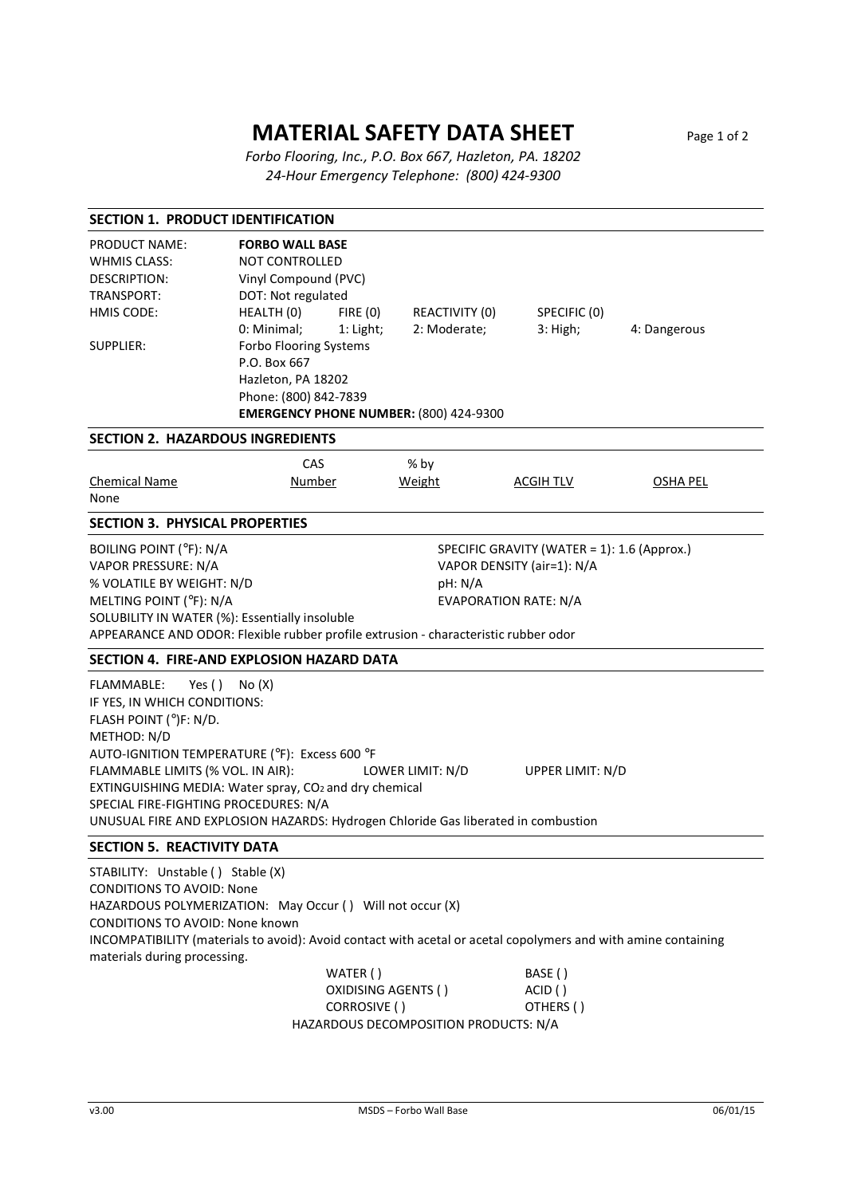# MATERIAL SAFETY DATA SHEET

*Forbo Flooring, Inc., P.O. Box 667, Hazleton, PA. 18202*
*24-Hour Emergency Telephone: (800) 424-9300*

## SECTION 1. PRODUCT IDENTIFICATION

| | | | | | |
|---|---|---|---|---|---|
| PRODUCT NAME: | **FORBO WALL BASE** | | | | |
| WHMIS CLASS: | NOT CONTROLLED | | | | |
| DESCRIPTION: | Vinyl Compound (PVC) | | | | |
| TRANSPORT: | DOT: Not regulated | | | | |
| HMIS CODE: | HEALTH (0) | FIRE (0) | REACTIVITY (0) | SPECIFIC (0) | |
| | 0: Minimal; | 1: Light; | 2: Moderate; | 3: High; | 4: Dangerous |
| SUPPLIER: | Forbo Flooring Systems<br>P.O. Box 667<br>Hazleton, PA 18202<br>Phone: (800) 842-7839<br>**EMERGENCY PHONE NUMBER:** (800) 424-9300 | | | | |

## SECTION 2. HAZARDOUS INGREDIENTS

| Chemical Name | CAS Number | % by Weight | ACGIH TLV | OSHA PEL |
|---|---|---|---|---|
| None | | | | |

## SECTION 3. PHYSICAL PROPERTIES

BOILING POINT (°F): N/A
VAPOR PRESSURE: N/A
% VOLATILE BY WEIGHT: N/D
MELTING POINT (°F): N/A
SPECIFIC GRAVITY (WATER = 1): 1.6 (Approx.)
VAPOR DENSITY (air=1): N/A
pH: N/A
EVAPORATION RATE: N/A
SOLUBILITY IN WATER (%): Essentially insoluble
APPEARANCE AND ODOR: Flexible rubber profile extrusion - characteristic rubber odor

## SECTION 4. FIRE-AND EXPLOSION HAZARD DATA

FLAMMABLE: Yes ( ) No (X)
IF YES, IN WHICH CONDITIONS:
FLASH POINT (°)F: N/D.
METHOD: N/D
AUTO-IGNITION TEMPERATURE (°F): Excess 600 °F
FLAMMABLE LIMITS (% VOL. IN AIR): LOWER LIMIT: N/D UPPER LIMIT: N/D
EXTINGUISHING MEDIA: Water spray, $CO_2$ and dry chemical
SPECIAL FIRE-FIGHTING PROCEDURES: N/A
UNUSUAL FIRE AND EXPLOSION HAZARDS: Hydrogen Chloride Gas liberated in combustion

## SECTION 5. REACTIVITY DATA

STABILITY: Unstable ( ) Stable (X)
CONDITIONS TO AVOID: None
HAZARDOUS POLYMERIZATION: May Occur ( ) Will not occur (X)
CONDITIONS TO AVOID: None known
INCOMPATIBILITY (materials to avoid): Avoid contact with acetal or acetal copolymers and with amine containing materials during processing.

| | |
|---|---|
| WATER ( ) | BASE ( ) |
| OXIDISING AGENTS ( ) | ACID ( ) |
| CORROSIVE ( ) | OTHERS ( ) |

HAZARDOUS DECOMPOSITION PRODUCTS: N/A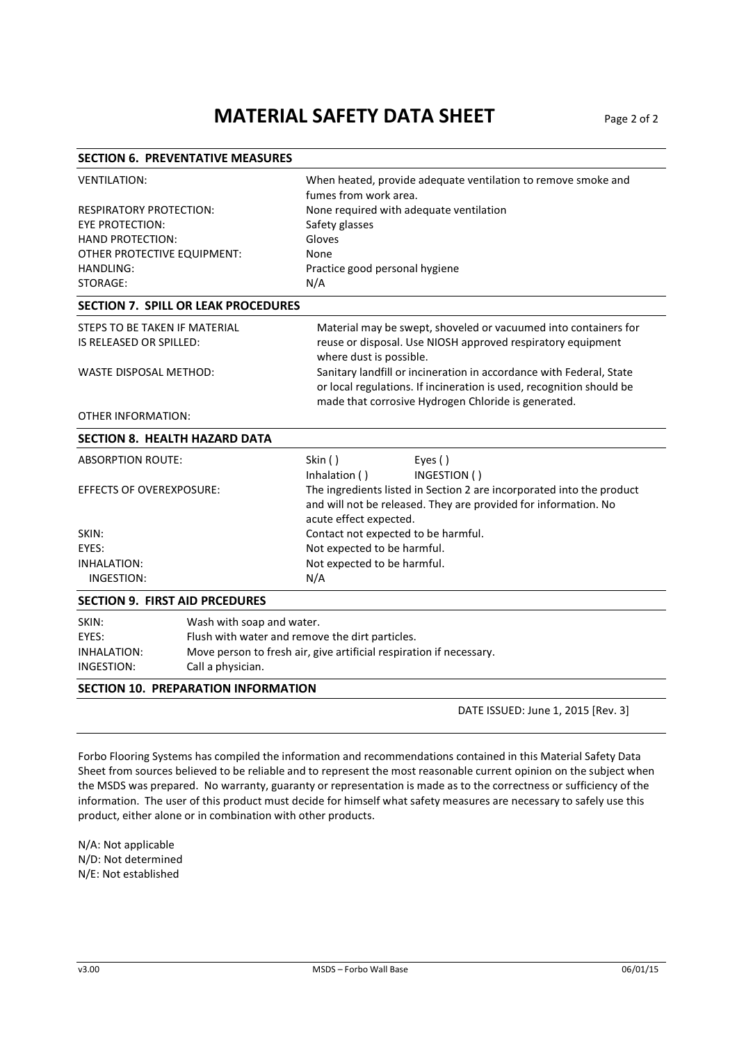# MATERIAL SAFETY DATA SHEET

## SECTION 6. PREVENTATIVE MEASURES

| | |
|---|---|
| VENTILATION: | When heated, provide adequate ventilation to remove smoke and fumes from work area. |
| RESPIRATORY PROTECTION: | None required with adequate ventilation |
| EYE PROTECTION: | Safety glasses |
| HAND PROTECTION: | Gloves |
| OTHER PROTECTIVE EQUIPMENT: | None |
| HANDLING: | Practice good personal hygiene |
| STORAGE: | N/A |

## SECTION 7. SPILL OR LEAK PROCEDURES

| | |
|---|---|
| STEPS TO BE TAKEN IF MATERIAL IS RELEASED OR SPILLED: | Material may be swept, shoveled or vacuumed into containers for reuse or disposal. Use NIOSH approved respiratory equipment where dust is possible. |
| WASTE DISPOSAL METHOD: | Sanitary landfill or incineration in accordance with Federal, State or local regulations. If incineration is used, recognition should be made that corrosive Hydrogen Chloride is generated. |
| OTHER INFORMATION: | |

## SECTION 8. HEALTH HAZARD DATA

| | | |
|---|---|---|
| ABSORPTION ROUTE: | Skin ( ) | Eyes ( ) |
| | Inhalation ( ) | INGESTION ( ) |
| EFFECTS OF OVEREXPOSURE: | The ingredients listed in Section 2 are incorporated into the product and will not be released. They are provided for information. No acute effect expected. | |
| SKIN: | Contact not expected to be harmful. | |
| EYES: | Not expected to be harmful. | |
| INHALATION: | Not expected to be harmful. | |
| INGESTION: | N/A | |

## SECTION 9. FIRST AID PRCEDURES

| | |
|---|---|
| SKIN: | Wash with soap and water. |
| EYES: | Flush with water and remove the dirt particles. |
| INHALATION: | Move person to fresh air, give artificial respiration if necessary. |
| INGESTION: | Call a physician. |

## SECTION 10. PREPARATION INFORMATION

DATE ISSUED: June 1, 2015 [Rev. 3]

Forbo Flooring Systems has compiled the information and recommendations contained in this Material Safety Data Sheet from sources believed to be reliable and to represent the most reasonable current opinion on the subject when the MSDS was prepared. No warranty, guaranty or representation is made as to the correctness or sufficiency of the information. The user of this product must decide for himself what safety measures are necessary to safely use this product, either alone or in combination with other products.

N/A: Not applicable
N/D: Not determined
N/E: Not established